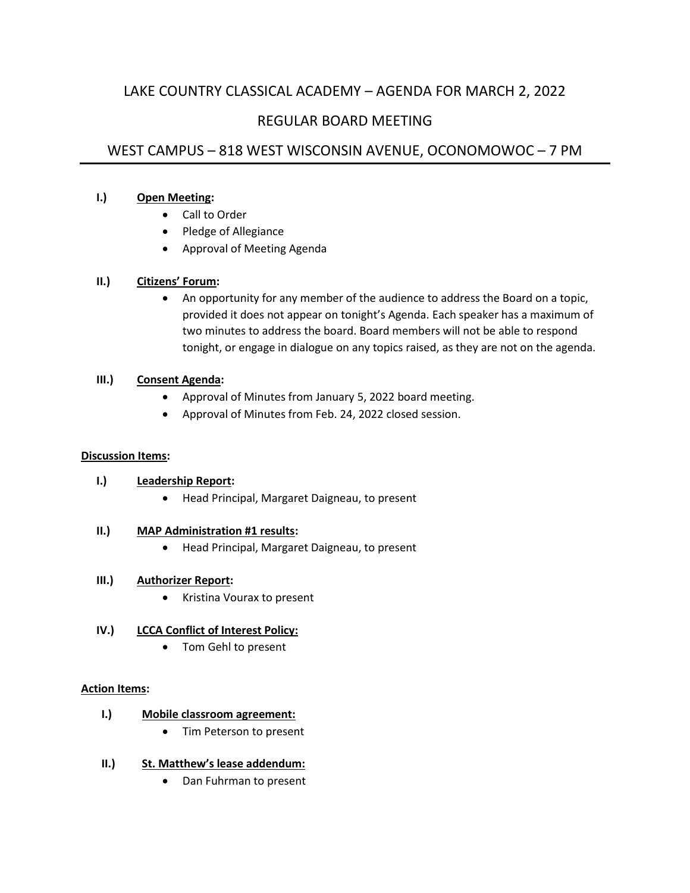# LAKE COUNTRY CLASSICAL ACADEMY – AGENDA FOR MARCH 2, 2022

## REGULAR BOARD MEETING

## WEST CAMPUS – 818 WEST WISCONSIN AVENUE, OCONOMOWOC – 7 PM

---

**I.) Open Meeting:**

- Call to Order
- Pledge of Allegiance
- Approval of Meeting Agenda

**II.) Citizens' Forum:**

- An opportunity for any member of the audience to address the Board on a topic, provided it does not appear on tonight's Agenda. Each speaker has a maximum of two minutes to address the board. Board members will not be able to respond tonight, or engage in dialogue on any topics raised, as they are not on the agenda.

**III.) Consent Agenda:**

- Approval of Minutes from January 5, 2022 board meeting.
- Approval of Minutes from Feb. 24, 2022 closed session.

**Discussion Items:**

**I.) Leadership Report:**

- Head Principal, Margaret Daigneau, to present

**II.) MAP Administration #1 results:**

- Head Principal, Margaret Daigneau, to present

**III.) Authorizer Report:**

- Kristina Vourax to present

**IV.) LCCA Conflict of Interest Policy:**

- Tom Gehl to present

**Action Items:**

**I.) Mobile classroom agreement:**

- Tim Peterson to present

**II.) St. Matthew's lease addendum:**

- Dan Fuhrman to present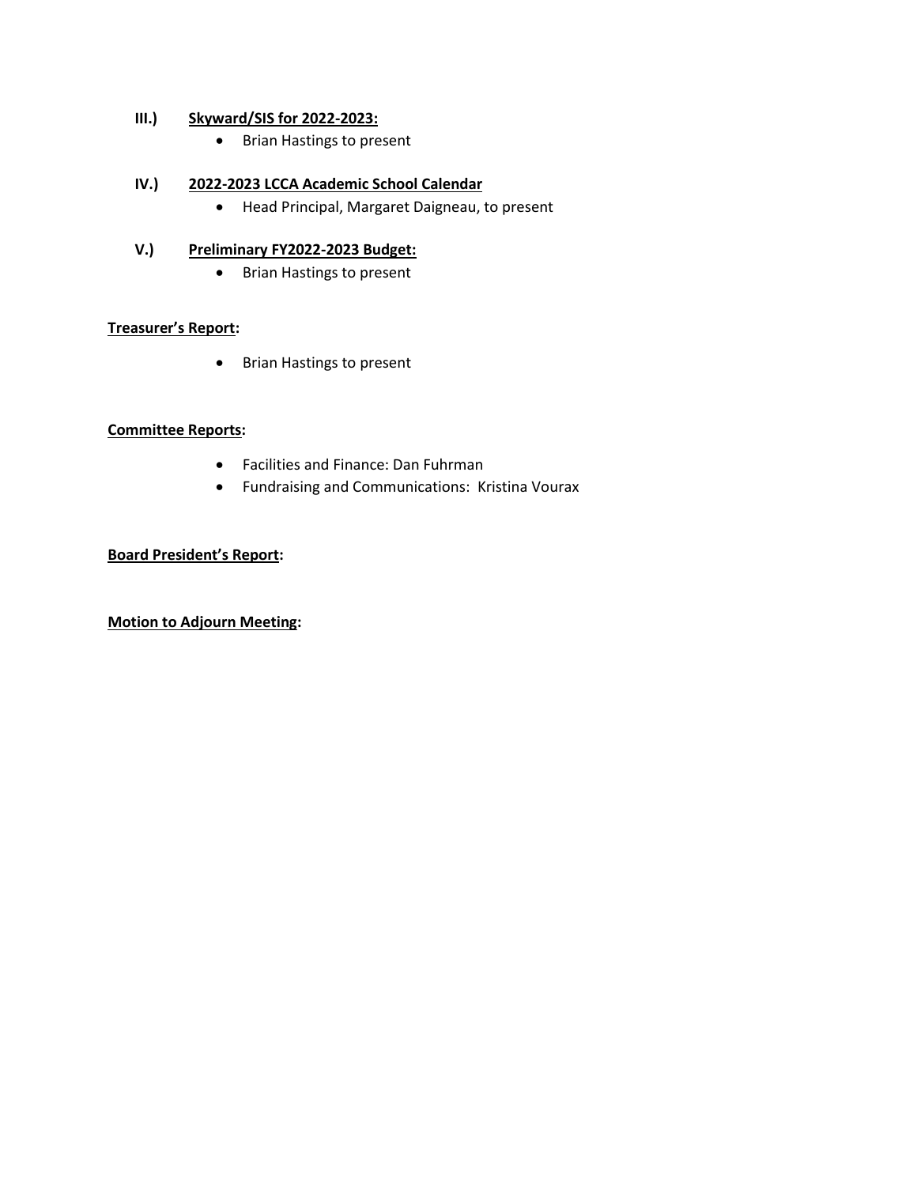**III.) Skyward/SIS for 2022-2023:**

- Brian Hastings to present

**IV.) 2022-2023 LCCA Academic School Calendar**

- Head Principal, Margaret Daigneau, to present

**V.) Preliminary FY2022-2023 Budget:**

- Brian Hastings to present

**Treasurer's Report:**

- Brian Hastings to present

**Committee Reports:**

- Facilities and Finance: Dan Fuhrman
- Fundraising and Communications: Kristina Vourax

**Board President's Report:**

**Motion to Adjourn Meeting:**